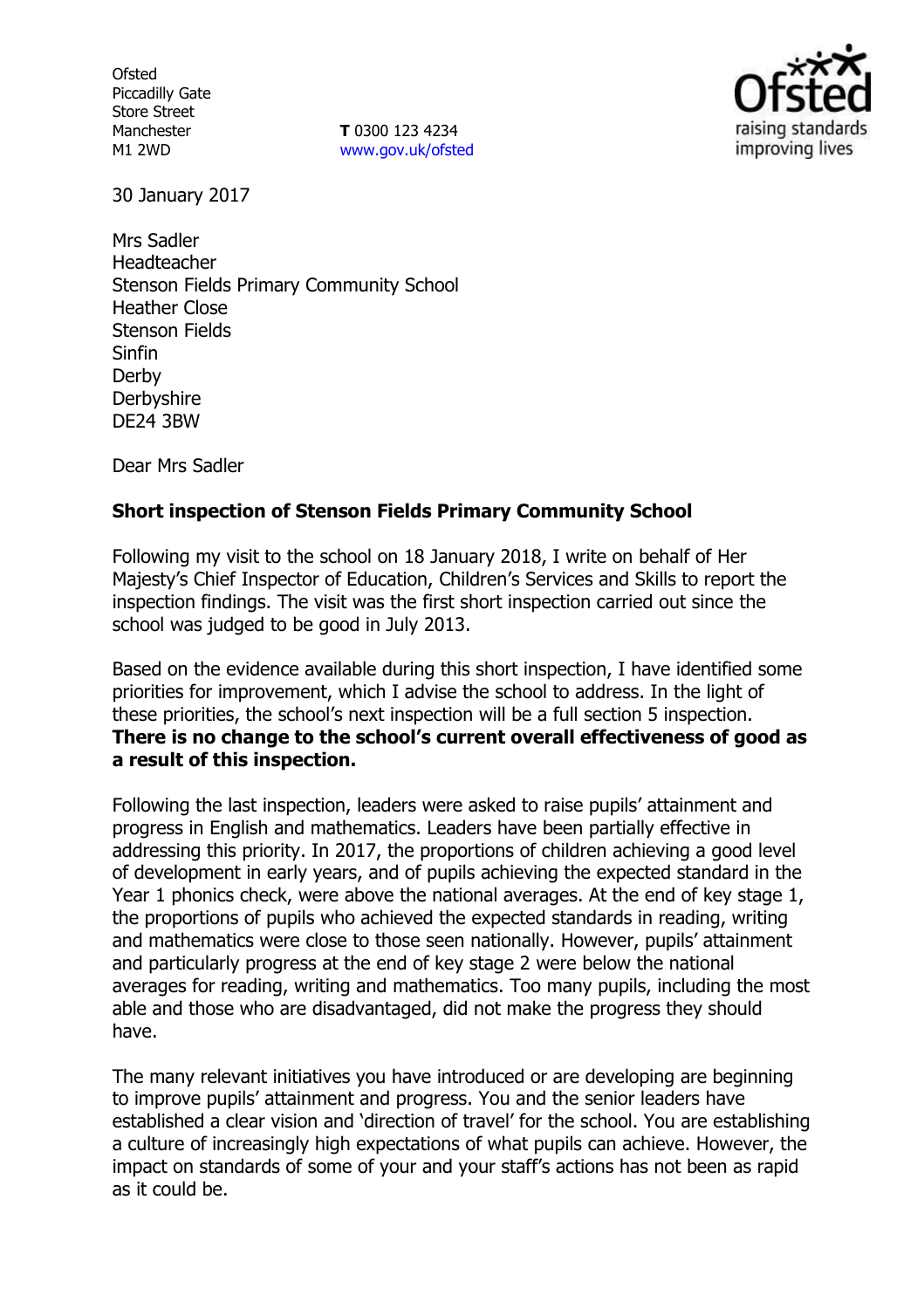Ofsted
Piccadilly Gate
Store Street
Manchester
M1 2WD

**T** 0300 123 4234
www.gov.uk/ofsted

30 January 2017

Mrs Sadler
Headteacher
Stenson Fields Primary Community School
Heather Close
Stenson Fields
Sinfin
Derby
Derbyshire
DE24 3BW

Dear Mrs Sadler

**Short inspection of Stenson Fields Primary Community School**

Following my visit to the school on 18 January 2018, I write on behalf of Her Majesty's Chief Inspector of Education, Children's Services and Skills to report the inspection findings. The visit was the first short inspection carried out since the school was judged to be good in July 2013.

Based on the evidence available during this short inspection, I have identified some priorities for improvement, which I advise the school to address. In the light of these priorities, the school's next inspection will be a full section 5 inspection. **There is no change to the school's current overall effectiveness of good as a result of this inspection.**

Following the last inspection, leaders were asked to raise pupils' attainment and progress in English and mathematics. Leaders have been partially effective in addressing this priority. In 2017, the proportions of children achieving a good level of development in early years, and of pupils achieving the expected standard in the Year 1 phonics check, were above the national averages. At the end of key stage 1, the proportions of pupils who achieved the expected standards in reading, writing and mathematics were close to those seen nationally. However, pupils' attainment and particularly progress at the end of key stage 2 were below the national averages for reading, writing and mathematics. Too many pupils, including the most able and those who are disadvantaged, did not make the progress they should have.

The many relevant initiatives you have introduced or are developing are beginning to improve pupils' attainment and progress. You and the senior leaders have established a clear vision and 'direction of travel' for the school. You are establishing a culture of increasingly high expectations of what pupils can achieve. However, the impact on standards of some of your and your staff's actions has not been as rapid as it could be.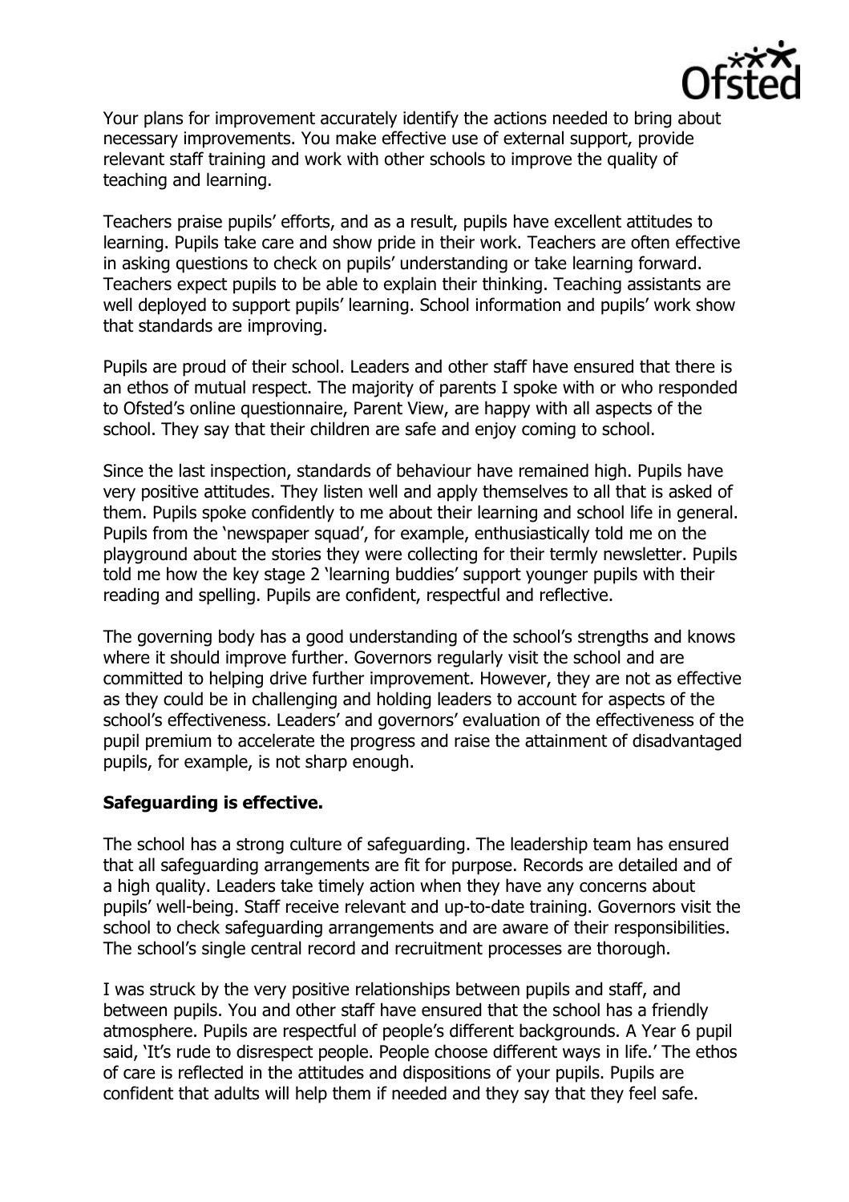Your plans for improvement accurately identify the actions needed to bring about necessary improvements. You make effective use of external support, provide relevant staff training and work with other schools to improve the quality of teaching and learning.

Teachers praise pupils' efforts, and as a result, pupils have excellent attitudes to learning. Pupils take care and show pride in their work. Teachers are often effective in asking questions to check on pupils' understanding or take learning forward. Teachers expect pupils to be able to explain their thinking. Teaching assistants are well deployed to support pupils' learning. School information and pupils' work show that standards are improving.

Pupils are proud of their school. Leaders and other staff have ensured that there is an ethos of mutual respect. The majority of parents I spoke with or who responded to Ofsted's online questionnaire, Parent View, are happy with all aspects of the school. They say that their children are safe and enjoy coming to school.

Since the last inspection, standards of behaviour have remained high. Pupils have very positive attitudes. They listen well and apply themselves to all that is asked of them. Pupils spoke confidently to me about their learning and school life in general. Pupils from the 'newspaper squad', for example, enthusiastically told me on the playground about the stories they were collecting for their termly newsletter. Pupils told me how the key stage 2 'learning buddies' support younger pupils with their reading and spelling. Pupils are confident, respectful and reflective.

The governing body has a good understanding of the school's strengths and knows where it should improve further. Governors regularly visit the school and are committed to helping drive further improvement. However, they are not as effective as they could be in challenging and holding leaders to account for aspects of the school's effectiveness. Leaders' and governors' evaluation of the effectiveness of the pupil premium to accelerate the progress and raise the attainment of disadvantaged pupils, for example, is not sharp enough.

**Safeguarding is effective.**

The school has a strong culture of safeguarding. The leadership team has ensured that all safeguarding arrangements are fit for purpose. Records are detailed and of a high quality. Leaders take timely action when they have any concerns about pupils' well-being. Staff receive relevant and up-to-date training. Governors visit the school to check safeguarding arrangements and are aware of their responsibilities. The school's single central record and recruitment processes are thorough.

I was struck by the very positive relationships between pupils and staff, and between pupils. You and other staff have ensured that the school has a friendly atmosphere. Pupils are respectful of people's different backgrounds. A Year 6 pupil said, 'It's rude to disrespect people. People choose different ways in life.' The ethos of care is reflected in the attitudes and dispositions of your pupils. Pupils are confident that adults will help them if needed and they say that they feel safe.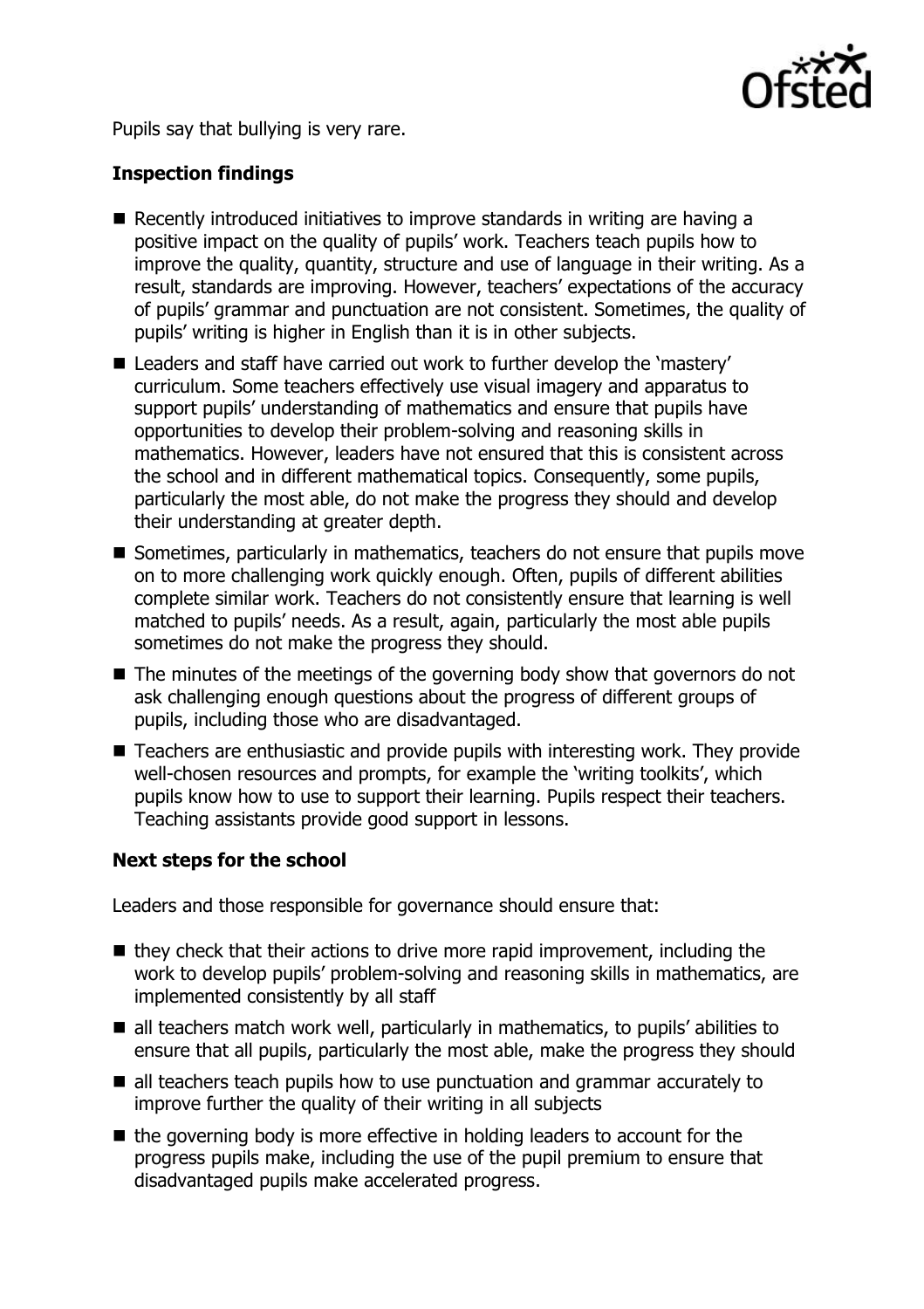Pupils say that bullying is very rare.

### Inspection findings

- Recently introduced initiatives to improve standards in writing are having a positive impact on the quality of pupils' work. Teachers teach pupils how to improve the quality, quantity, structure and use of language in their writing. As a result, standards are improving. However, teachers' expectations of the accuracy of pupils' grammar and punctuation are not consistent. Sometimes, the quality of pupils' writing is higher in English than it is in other subjects.
- Leaders and staff have carried out work to further develop the 'mastery' curriculum. Some teachers effectively use visual imagery and apparatus to support pupils' understanding of mathematics and ensure that pupils have opportunities to develop their problem-solving and reasoning skills in mathematics. However, leaders have not ensured that this is consistent across the school and in different mathematical topics. Consequently, some pupils, particularly the most able, do not make the progress they should and develop their understanding at greater depth.
- Sometimes, particularly in mathematics, teachers do not ensure that pupils move on to more challenging work quickly enough. Often, pupils of different abilities complete similar work. Teachers do not consistently ensure that learning is well matched to pupils' needs. As a result, again, particularly the most able pupils sometimes do not make the progress they should.
- The minutes of the meetings of the governing body show that governors do not ask challenging enough questions about the progress of different groups of pupils, including those who are disadvantaged.
- Teachers are enthusiastic and provide pupils with interesting work. They provide well-chosen resources and prompts, for example the 'writing toolkits', which pupils know how to use to support their learning. Pupils respect their teachers. Teaching assistants provide good support in lessons.

### Next steps for the school

Leaders and those responsible for governance should ensure that:

- they check that their actions to drive more rapid improvement, including the work to develop pupils' problem-solving and reasoning skills in mathematics, are implemented consistently by all staff
- all teachers match work well, particularly in mathematics, to pupils' abilities to ensure that all pupils, particularly the most able, make the progress they should
- all teachers teach pupils how to use punctuation and grammar accurately to improve further the quality of their writing in all subjects
- the governing body is more effective in holding leaders to account for the progress pupils make, including the use of the pupil premium to ensure that disadvantaged pupils make accelerated progress.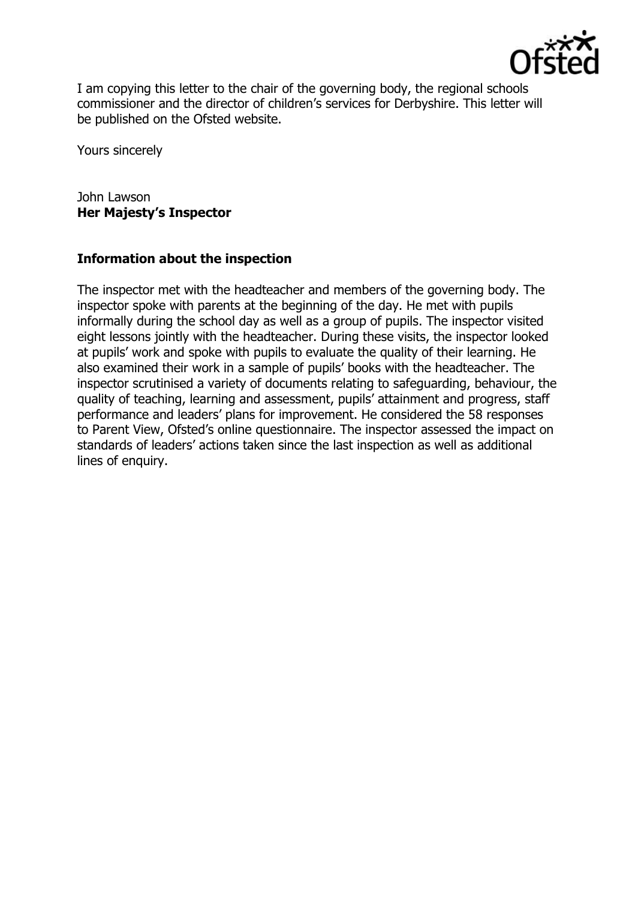I am copying this letter to the chair of the governing body, the regional schools commissioner and the director of children's services for Derbyshire. This letter will be published on the Ofsted website.

Yours sincerely

John Lawson
**Her Majesty's Inspector**

### Information about the inspection

The inspector met with the headteacher and members of the governing body. The inspector spoke with parents at the beginning of the day. He met with pupils informally during the school day as well as a group of pupils. The inspector visited eight lessons jointly with the headteacher. During these visits, the inspector looked at pupils' work and spoke with pupils to evaluate the quality of their learning. He also examined their work in a sample of pupils' books with the headteacher. The inspector scrutinised a variety of documents relating to safeguarding, behaviour, the quality of teaching, learning and assessment, pupils' attainment and progress, staff performance and leaders' plans for improvement. He considered the 58 responses to Parent View, Ofsted's online questionnaire. The inspector assessed the impact on standards of leaders' actions taken since the last inspection as well as additional lines of enquiry.